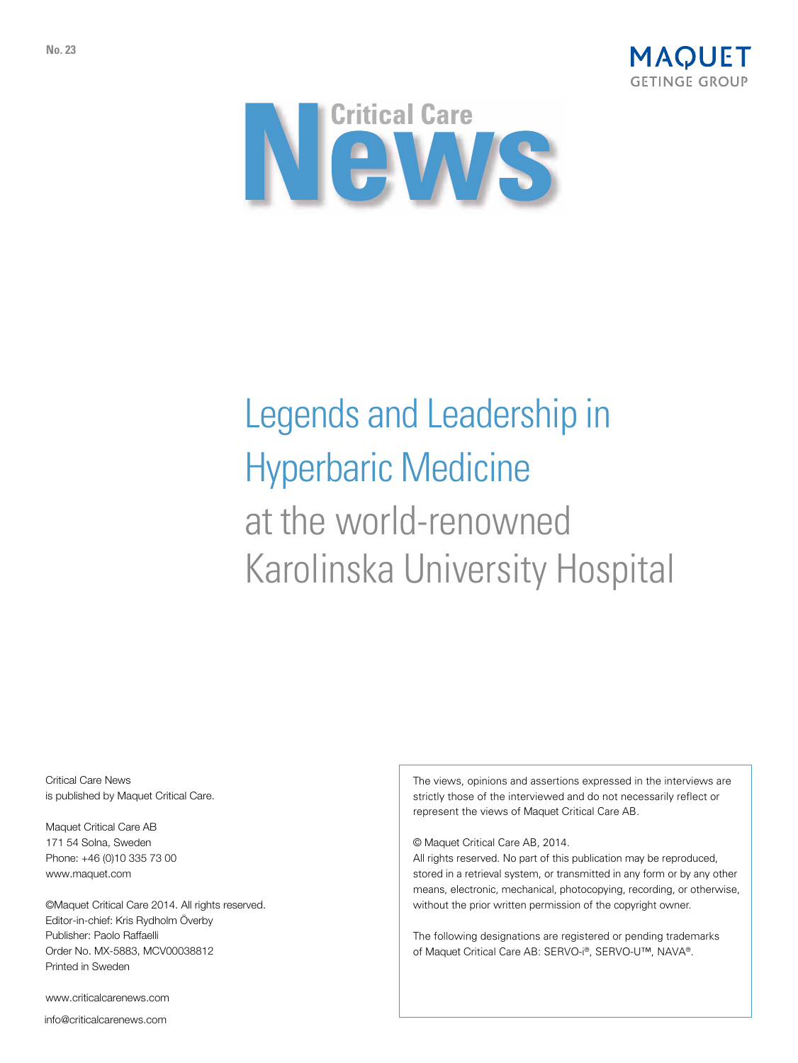No. 23

MAQUET
GETINGE GROUP

# Critical Care News

# Legends and Leadership in Hyperbaric Medicine

## at the world-renowned Karolinska University Hospital

Critical Care News
is published by Maquet Critical Care.

Maquet Critical Care AB
171 54 Solna, Sweden
Phone: +46 (0)10 335 73 00
www.maquet.com

©Maquet Critical Care 2014. All rights reserved.
Editor-in-chief: Kris Rydholm Överby
Publisher: Paolo Raffaelli
Order No. MX-5883, MCV00038812
Printed in Sweden

www.criticalcarenews.com

info@criticalcarenews.com

The views, opinions and assertions expressed in the interviews are strictly those of the interviewed and do not necessarily reflect or represent the views of Maquet Critical Care AB.

© Maquet Critical Care AB, 2014.
All rights reserved. No part of this publication may be reproduced, stored in a retrieval system, or transmitted in any form or by any other means, electronic, mechanical, photocopying, recording, or otherwise, without the prior written permission of the copyright owner.

The following designations are registered or pending trademarks of Maquet Critical Care AB: SERVO-i®, SERVO-U™, NAVA®.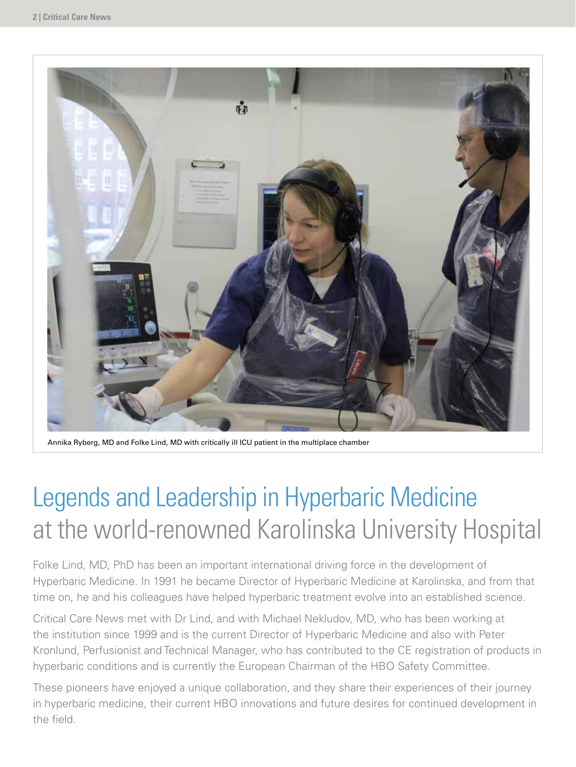Annika Ryberg, MD and Folke Lind, MD with critically ill ICU patient in the multiplace chamber

# Legends and Leadership in Hyperbaric Medicine at the world-renowned Karolinska University Hospital

Folke Lind, MD, PhD has been an important international driving force in the development of Hyperbaric Medicine. In 1991 he became Director of Hyperbaric Medicine at Karolinska, and from that time on, he and his colleagues have helped hyperbaric treatment evolve into an established science.

Critical Care News met with Dr Lind, and with Michael Nekludov, MD, who has been working at the institution since 1999 and is the current Director of Hyperbaric Medicine and also with Peter Kronlund, Perfusionist and Technical Manager, who has contributed to the CE registration of products in hyperbaric conditions and is currently the European Chairman of the HBO Safety Committee.

These pioneers have enjoyed a unique collaboration, and they share their experiences of their journey in hyperbaric medicine, their current HBO innovations and future desires for continued development in the field.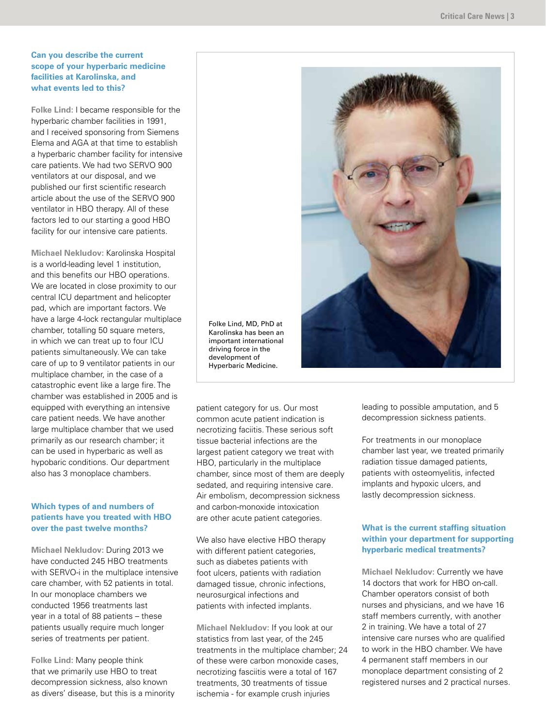### Can you describe the current scope of your hyperbaric medicine facilities at Karolinska, and what events led to this?

**Folke Lind:** I became responsible for the hyperbaric chamber facilities in 1991, and I received sponsoring from Siemens Elema and AGA at that time to establish a hyperbaric chamber facility for intensive care patients. We had two SERVO 900 ventilators at our disposal, and we published our first scientific research article about the use of the SERVO 900 ventilator in HBO therapy. All of these factors led to our starting a good HBO facility for our intensive care patients.

**Michael Nekludov:** Karolinska Hospital is a world-leading level 1 institution, and this benefits our HBO operations. We are located in close proximity to our central ICU department and helicopter pad, which are important factors. We have a large 4-lock rectangular multiplace chamber, totalling 50 square meters, in which we can treat up to four ICU patients simultaneously. We can take care of up to 9 ventilator patients in our multiplace chamber, in the case of a catastrophic event like a large fire. The chamber was established in 2005 and is equipped with everything an intensive care patient needs. We have another large multiplace chamber that we used primarily as our research chamber; it can be used in hyperbaric as well as hypobaric conditions. Our department also has 3 monoplace chambers.

Folke Lind, MD, PhD at Karolinska has been an important international driving force in the development of Hyperbaric Medicine.

### Which types of and numbers of patients have you treated with HBO over the past twelve months?

**Michael Nekludov:** During 2013 we have conducted 245 HBO treatments with SERVO-i in the multiplace intensive care chamber, with 52 patients in total. In our monoplace chambers we conducted 1956 treatments last year in a total of 88 patients – these patients usually require much longer series of treatments per patient.

**Folke Lind:** Many people think that we primarily use HBO to treat decompression sickness, also known as divers' disease, but this is a minority patient category for us. Our most common acute patient indication is necrotizing faciitis. These serious soft tissue bacterial infections are the largest patient category we treat with HBO, particularly in the multiplace chamber, since most of them are deeply sedated, and requiring intensive care. Air embolism, decompression sickness and carbon-monoxide intoxication are other acute patient categories.

We also have elective HBO therapy with different patient categories, such as diabetes patients with foot ulcers, patients with radiation damaged tissue, chronic infections, neurosurgical infections and patients with infected implants.

**Michael Nekludov:** If you look at our statistics from last year, of the 245 treatments in the multiplace chamber; 24 of these were carbon monoxide cases, necrotizing fasciitis were a total of 167 treatments, 30 treatments of tissue ischemia - for example crush injuries leading to possible amputation, and 5 decompression sickness patients.

For treatments in our monoplace chamber last year, we treated primarily radiation tissue damaged patients, patients with osteomyelitis, infected implants and hypoxic ulcers, and lastly decompression sickness.

### What is the current staffing situation within your department for supporting hyperbaric medical treatments?

**Michael Nekludov:** Currently we have 14 doctors that work for HBO on-call. Chamber operators consist of both nurses and physicians, and we have 16 staff members currently, with another 2 in training. We have a total of 27 intensive care nurses who are qualified to work in the HBO chamber. We have 4 permanent staff members in our monoplace department consisting of 2 registered nurses and 2 practical nurses.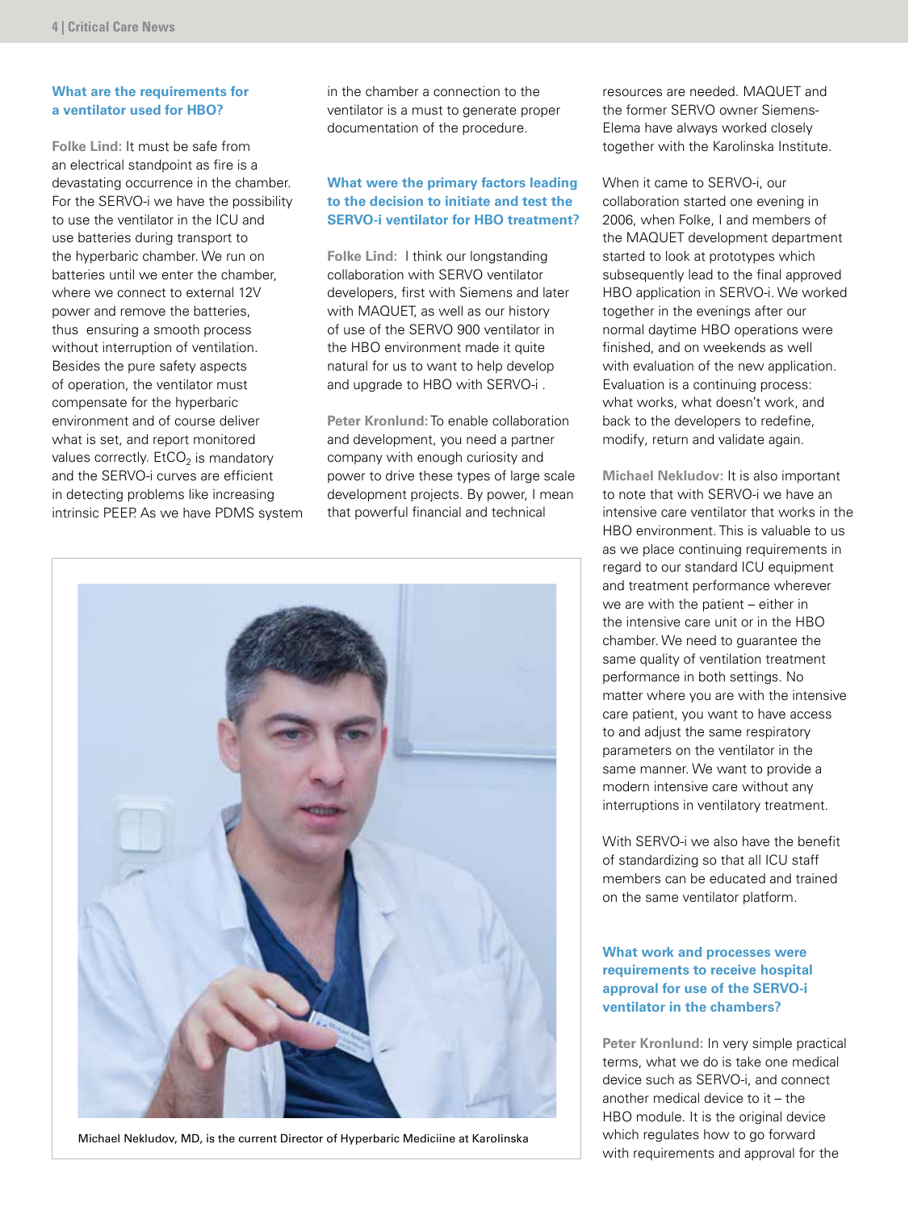### What are the requirements for a ventilator used for HBO?

**Folke Lind:** It must be safe from an electrical standpoint as fire is a devastating occurrence in the chamber. For the SERVO-i we have the possibility to use the ventilator in the ICU and use batteries during transport to the hyperbaric chamber. We run on batteries until we enter the chamber, where we connect to external 12V power and remove the batteries, thus ensuring a smooth process without interruption of ventilation. Besides the pure safety aspects of operation, the ventilator must compensate for the hyperbaric environment and of course deliver what is set, and report monitored values correctly. $EtCO_2$ is mandatory and the SERVO-i curves are efficient in detecting problems like increasing intrinsic PEEP. As we have PDMS system in the chamber a connection to the ventilator is a must to generate proper documentation of the procedure.

### What were the primary factors leading to the decision to initiate and test the SERVO-i ventilator for HBO treatment?

**Folke Lind:** I think our longstanding collaboration with SERVO ventilator developers, first with Siemens and later with MAQUET, as well as our history of use of the SERVO 900 ventilator in the HBO environment made it quite natural for us to want to help develop and upgrade to HBO with SERVO-i .

**Peter Kronlund:** To enable collaboration and development, you need a partner company with enough curiosity and power to drive these types of large scale development projects. By power, I mean that powerful financial and technical resources are needed. MAQUET and the former SERVO owner Siemens-Elema have always worked closely together with the Karolinska Institute.

When it came to SERVO-i, our collaboration started one evening in 2006, when Folke, I and members of the MAQUET development department started to look at prototypes which subsequently lead to the final approved HBO application in SERVO-i. We worked together in the evenings after our normal daytime HBO operations were finished, and on weekends as well with evaluation of the new application. Evaluation is a continuing process: what works, what doesn't work, and back to the developers to redefine, modify, return and validate again.

**Michael Nekludov:** It is also important to note that with SERVO-i we have an intensive care ventilator that works in the HBO environment. This is valuable to us as we place continuing requirements in regard to our standard ICU equipment and treatment performance wherever we are with the patient – either in the intensive care unit or in the HBO chamber. We need to guarantee the same quality of ventilation treatment performance in both settings. No matter where you are with the intensive care patient, you want to have access to and adjust the same respiratory parameters on the ventilator in the same manner. We want to provide a modern intensive care without any interruptions in ventilatory treatment.

With SERVO-i we also have the benefit of standardizing so that all ICU staff members can be educated and trained on the same ventilator platform.

Michael Nekludov, MD, is the current Director of Hyperbaric Mediciine at Karolinska

### What work and processes were requirements to receive hospital approval for use of the SERVO-i ventilator in the chambers?

**Peter Kronlund:** In very simple practical terms, what we do is take one medical device such as SERVO-i, and connect another medical device to it – the HBO module. It is the original device which regulates how to go forward with requirements and approval for the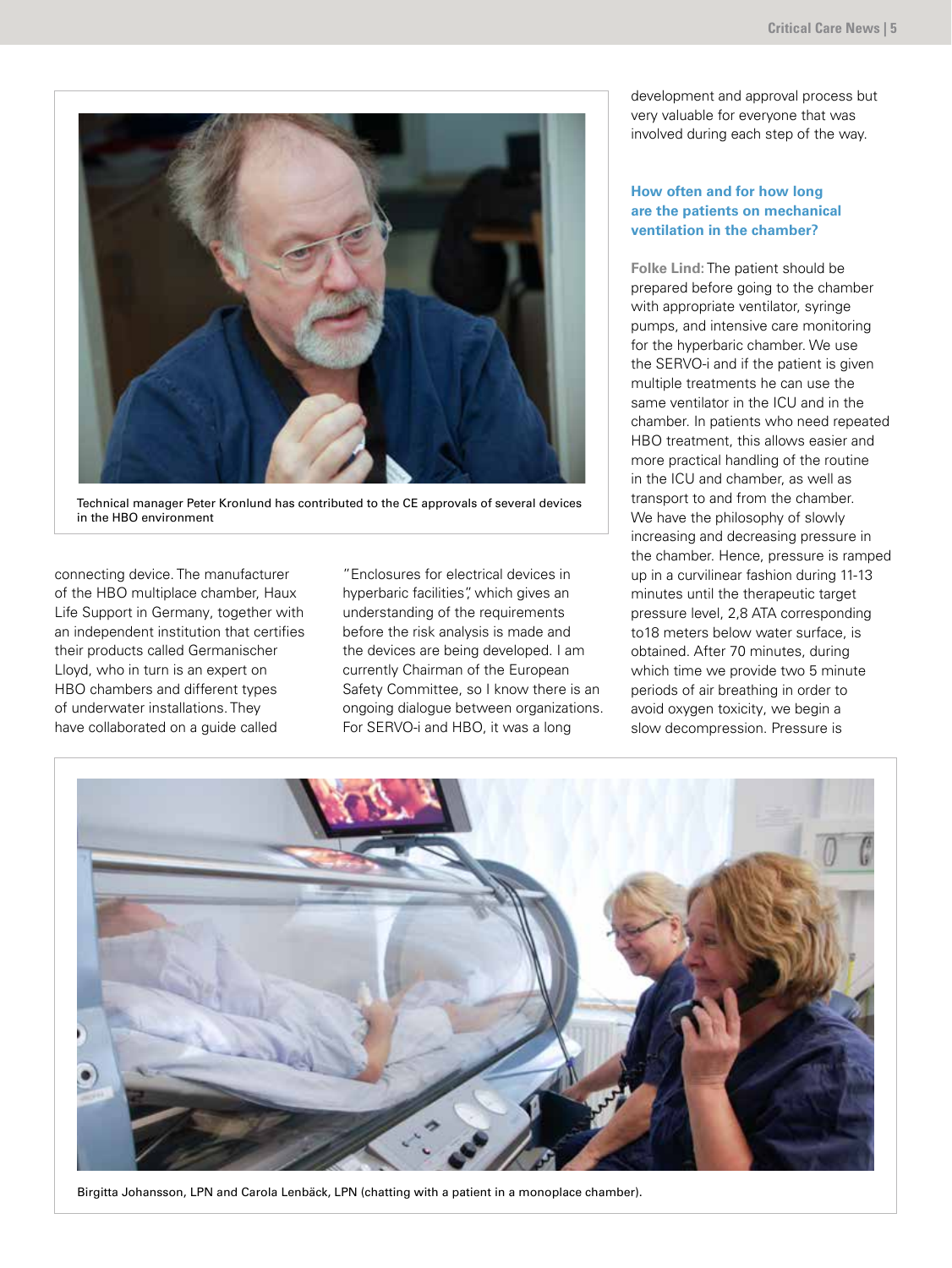Technical manager Peter Kronlund has contributed to the CE approvals of several devices in the HBO environment

connecting device. The manufacturer of the HBO multiplace chamber, Haux Life Support in Germany, together with an independent institution that certifies their products called Germanischer Lloyd, who in turn is an expert on HBO chambers and different types of underwater installations. They have collaborated on a guide called "Enclosures for electrical devices in hyperbaric facilities", which gives an understanding of the requirements before the risk analysis is made and the devices are being developed. I am currently Chairman of the European Safety Committee, so I know there is an ongoing dialogue between organizations. For SERVO-i and HBO, it was a long development and approval process but very valuable for everyone that was involved during each step of the way.

### How often and for how long are the patients on mechanical ventilation in the chamber?

**Folke Lind:** The patient should be prepared before going to the chamber with appropriate ventilator, syringe pumps, and intensive care monitoring for the hyperbaric chamber. We use the SERVO-i and if the patient is given multiple treatments he can use the same ventilator in the ICU and in the chamber. In patients who need repeated HBO treatment, this allows easier and more practical handling of the routine in the ICU and chamber, as well as transport to and from the chamber. We have the philosophy of slowly increasing and decreasing pressure in the chamber. Hence, pressure is ramped up in a curvilinear fashion during 11-13 minutes until the therapeutic target pressure level, 2,8 ATA corresponding to18 meters below water surface, is obtained. After 70 minutes, during which time we provide two 5 minute periods of air breathing in order to avoid oxygen toxicity, we begin a slow decompression. Pressure is

Birgitta Johansson, LPN and Carola Lenbäck, LPN (chatting with a patient in a monoplace chamber).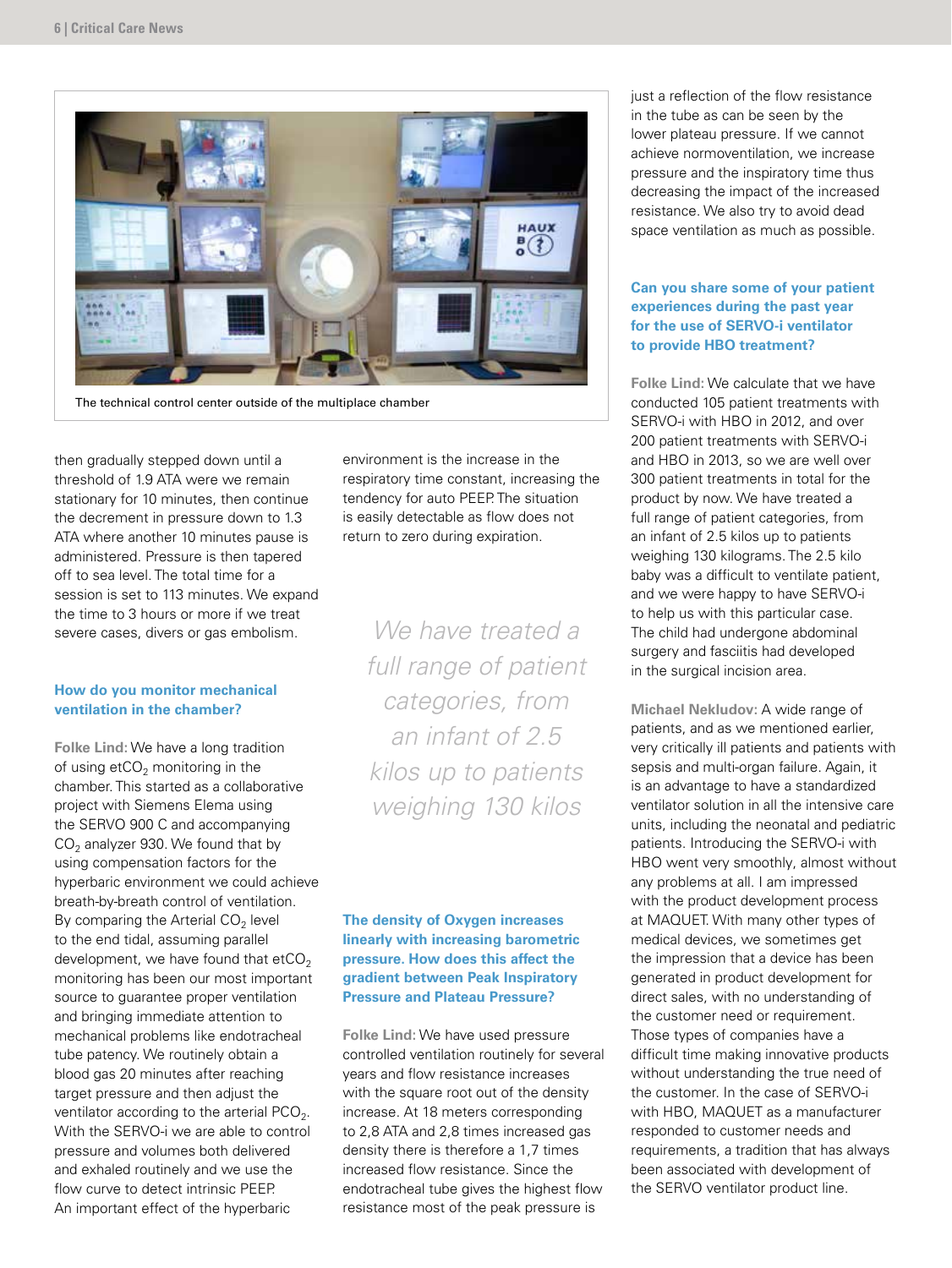The technical control center outside of the multiplace chamber

then gradually stepped down until a threshold of 1.9 ATA were we remain stationary for 10 minutes, then continue the decrement in pressure down to 1.3 ATA where another 10 minutes pause is administered. Pressure is then tapered off to sea level. The total time for a session is set to 113 minutes. We expand the time to 3 hours or more if we treat severe cases, divers or gas embolism.

### How do you monitor mechanical ventilation in the chamber?

**Folke Lind:** We have a long tradition of using $etCO_2$ monitoring in the chamber. This started as a collaborative project with Siemens Elema using the SERVO 900 C and accompanying $CO_2$ analyzer 930. We found that by using compensation factors for the hyperbaric environment we could achieve breath-by-breath control of ventilation. By comparing the Arterial $CO_2$ level to the end tidal, assuming parallel development, we have found that $etCO_2$ monitoring has been our most important source to guarantee proper ventilation and bringing immediate attention to mechanical problems like endotracheal tube patency. We routinely obtain a blood gas 20 minutes after reaching target pressure and then adjust the ventilator according to the arterial $PCO_2$. With the SERVO-i we are able to control pressure and volumes both delivered and exhaled routinely and we use the flow curve to detect intrinsic PEEP. An important effect of the hyperbaric environment is the increase in the respiratory time constant, increasing the tendency for auto PEEP. The situation is easily detectable as flow does not return to zero during expiration.

*We have treated a full range of patient categories, from an infant of 2.5 kilos up to patients weighing 130 kilos*

### The density of Oxygen increases linearly with increasing barometric pressure. How does this affect the gradient between Peak Inspiratory Pressure and Plateau Pressure?

**Folke Lind:** We have used pressure controlled ventilation routinely for several years and flow resistance increases with the square root out of the density increase. At 18 meters corresponding to 2,8 ATA and 2,8 times increased gas density there is therefore a 1,7 times increased flow resistance. Since the endotracheal tube gives the highest flow resistance most of the peak pressure is just a reflection of the flow resistance in the tube as can be seen by the lower plateau pressure. If we cannot achieve normoventilation, we increase pressure and the inspiratory time thus decreasing the impact of the increased resistance. We also try to avoid dead space ventilation as much as possible.

### Can you share some of your patient experiences during the past year for the use of SERVO-i ventilator to provide HBO treatment?

**Folke Lind:** We calculate that we have conducted 105 patient treatments with SERVO-i with HBO in 2012, and over 200 patient treatments with SERVO-i and HBO in 2013, so we are well over 300 patient treatments in total for the product by now. We have treated a full range of patient categories, from an infant of 2.5 kilos up to patients weighing 130 kilograms. The 2.5 kilo baby was a difficult to ventilate patient, and we were happy to have SERVO-i to help us with this particular case. The child had undergone abdominal surgery and fasciitis had developed in the surgical incision area.

**Michael Nekludov:** A wide range of patients, and as we mentioned earlier, very critically ill patients and patients with sepsis and multi-organ failure. Again, it is an advantage to have a standardized ventilator solution in all the intensive care units, including the neonatal and pediatric patients. Introducing the SERVO-i with HBO went very smoothly, almost without any problems at all. I am impressed with the product development process at MAQUET. With many other types of medical devices, we sometimes get the impression that a device has been generated in product development for direct sales, with no understanding of the customer need or requirement. Those types of companies have a difficult time making innovative products without understanding the true need of the customer. In the case of SERVO-i with HBO, MAQUET as a manufacturer responded to customer needs and requirements, a tradition that has always been associated with development of the SERVO ventilator product line.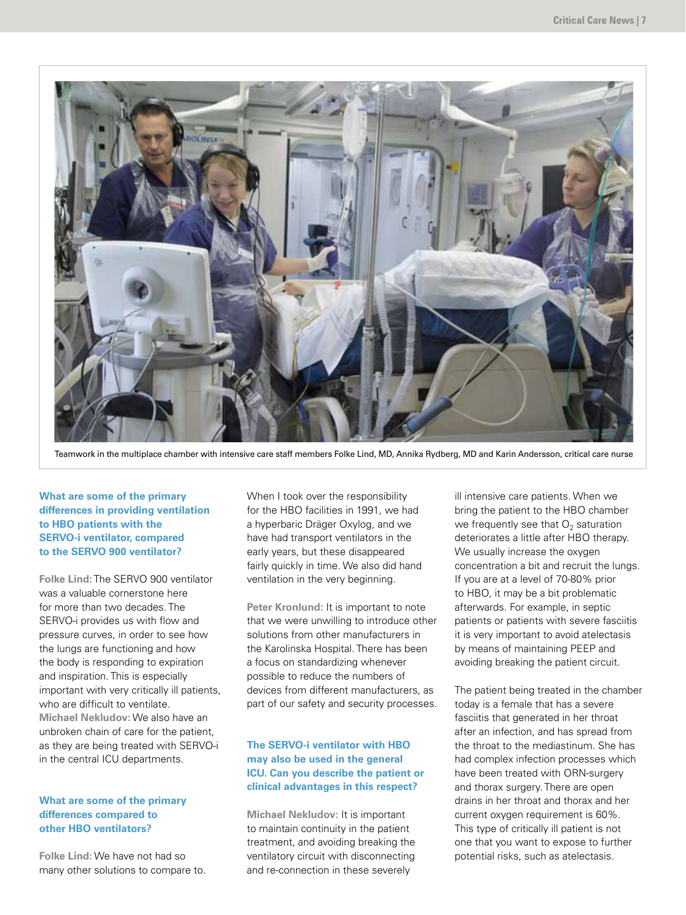Teamwork in the multiplace chamber with intensive care staff members Folke Lind, MD, Annika Rydberg, MD and Karin Andersson, critical care nurse

**What are some of the primary differences in providing ventilation to HBO patients with the SERVO-i ventilator, compared to the SERVO 900 ventilator?**

**Folke Lind:** The SERVO 900 ventilator was a valuable cornerstone here for more than two decades. The SERVO-i provides us with flow and pressure curves, in order to see how the lungs are functioning and how the body is responding to expiration and inspiration. This is especially important with very critically ill patients, who are difficult to ventilate.
**Michael Nekludov:** We also have an unbroken chain of care for the patient, as they are being treated with SERVO-i in the central ICU departments.

**What are some of the primary differences compared to other HBO ventilators?**

**Folke Lind:** We have not had so many other solutions to compare to. When I took over the responsibility for the HBO facilities in 1991, we had a hyperbaric Dräger Oxylog, and we have had transport ventilators in the early years, but these disappeared fairly quickly in time. We also did hand ventilation in the very beginning.

**Peter Kronlund:** It is important to note that we were unwilling to introduce other solutions from other manufacturers in the Karolinska Hospital. There has been a focus on standardizing whenever possible to reduce the numbers of devices from different manufacturers, as part of our safety and security processes.

**The SERVO-i ventilator with HBO may also be used in the general ICU. Can you describe the patient or clinical advantages in this respect?**

**Michael Nekludov:** It is important to maintain continuity in the patient treatment, and avoiding breaking the ventilatory circuit with disconnecting and re-connection in these severely ill intensive care patients. When we bring the patient to the HBO chamber we frequently see that $O_2$ saturation deteriorates a little after HBO therapy. We usually increase the oxygen concentration a bit and recruit the lungs. If you are at a level of 70-80% prior to HBO, it may be a bit problematic afterwards. For example, in septic patients or patients with severe fasciitis it is very important to avoid atelectasis by means of maintaining PEEP and avoiding breaking the patient circuit.

The patient being treated in the chamber today is a female that has a severe fasciitis that generated in her throat after an infection, and has spread from the throat to the mediastinum. She has had complex infection processes which have been treated with ORN-surgery and thorax surgery. There are open drains in her throat and thorax and her current oxygen requirement is 60%. This type of critically ill patient is not one that you want to expose to further potential risks, such as atelectasis.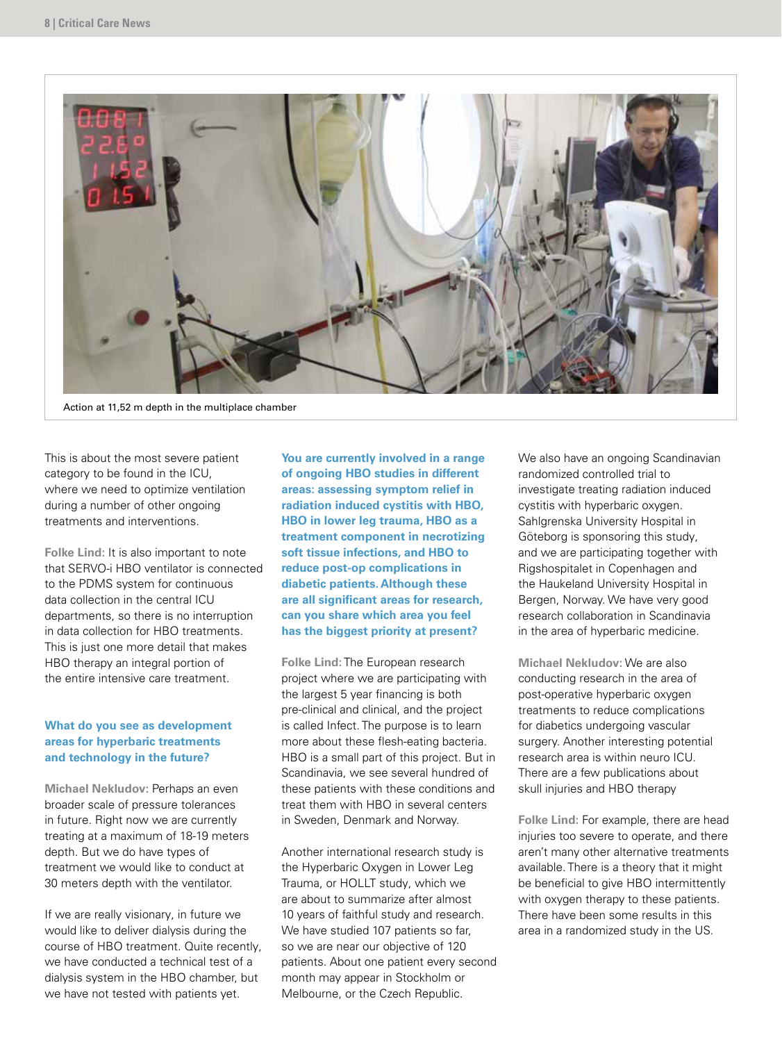Action at 11,52 m depth in the multiplace chamber

This is about the most severe patient category to be found in the ICU, where we need to optimize ventilation during a number of other ongoing treatments and interventions.

**Folke Lind:** It is also important to note that SERVO-i HBO ventilator is connected to the PDMS system for continuous data collection in the central ICU departments, so there is no interruption in data collection for HBO treatments. This is just one more detail that makes HBO therapy an integral portion of the entire intensive care treatment.

**What do you see as development areas for hyperbaric treatments and technology in the future?**

**Michael Nekludov:** Perhaps an even broader scale of pressure tolerances in future. Right now we are currently treating at a maximum of 18-19 meters depth. But we do have types of treatment we would like to conduct at 30 meters depth with the ventilator.

If we are really visionary, in future we would like to deliver dialysis during the course of HBO treatment. Quite recently, we have conducted a technical test of a dialysis system in the HBO chamber, but we have not tested with patients yet.

**You are currently involved in a range of ongoing HBO studies in different areas: assessing symptom relief in radiation induced cystitis with HBO, HBO in lower leg trauma, HBO as a treatment component in necrotizing soft tissue infections, and HBO to reduce post-op complications in diabetic patients. Although these are all significant areas for research, can you share which area you feel has the biggest priority at present?**

**Folke Lind:** The European research project where we are participating with the largest 5 year financing is both pre-clinical and clinical, and the project is called Infect. The purpose is to learn more about these flesh-eating bacteria. HBO is a small part of this project. But in Scandinavia, we see several hundred of these patients with these conditions and treat them with HBO in several centers in Sweden, Denmark and Norway.

Another international research study is the Hyperbaric Oxygen in Lower Leg Trauma, or HOLLT study, which we are about to summarize after almost 10 years of faithful study and research. We have studied 107 patients so far, so we are near our objective of 120 patients. About one patient every second month may appear in Stockholm or Melbourne, or the Czech Republic.

We also have an ongoing Scandinavian randomized controlled trial to investigate treating radiation induced cystitis with hyperbaric oxygen. Sahlgrenska University Hospital in Göteborg is sponsoring this study, and we are participating together with Rigshospitalet in Copenhagen and the Haukeland University Hospital in Bergen, Norway. We have very good research collaboration in Scandinavia in the area of hyperbaric medicine.

**Michael Nekludov:** We are also conducting research in the area of post-operative hyperbaric oxygen treatments to reduce complications for diabetics undergoing vascular surgery. Another interesting potential research area is within neuro ICU. There are a few publications about skull injuries and HBO therapy

**Folke Lind:** For example, there are head injuries too severe to operate, and there aren't many other alternative treatments available. There is a theory that it might be beneficial to give HBO intermittently with oxygen therapy to these patients. There have been some results in this area in a randomized study in the US.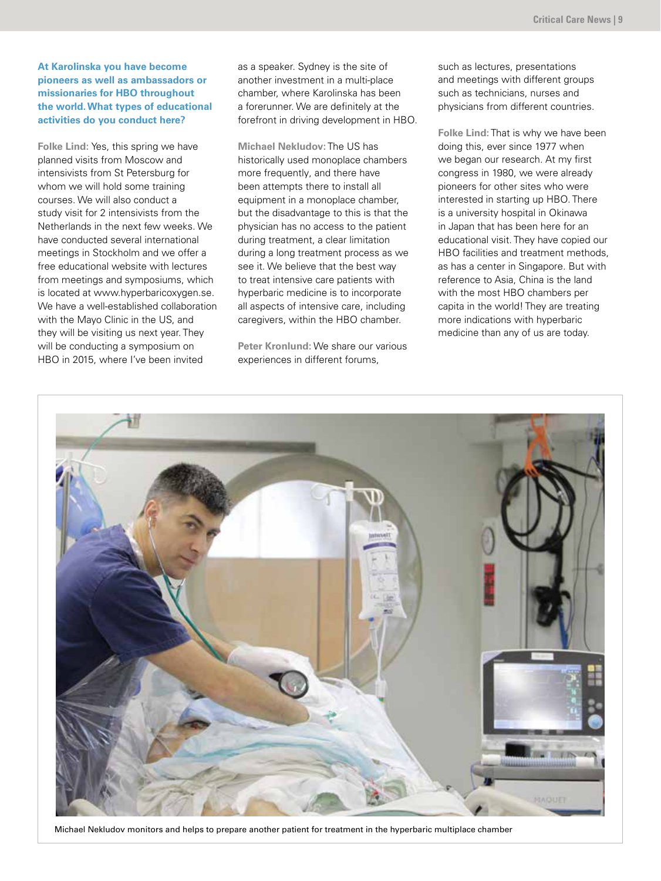**At Karolinska you have become pioneers as well as ambassadors or missionaries for HBO throughout the world. What types of educational activities do you conduct here?**

**Folke Lind:** Yes, this spring we have planned visits from Moscow and intensivists from St Petersburg for whom we will hold some training courses. We will also conduct a study visit for 2 intensivists from the Netherlands in the next few weeks. We have conducted several international meetings in Stockholm and we offer a free educational website with lectures from meetings and symposiums, which is located at www.hyperbaricoxygen.se. We have a well-established collaboration with the Mayo Clinic in the US, and they will be visiting us next year. They will be conducting a symposium on HBO in 2015, where I've been invited as a speaker. Sydney is the site of another investment in a multi-place chamber, where Karolinska has been a forerunner. We are definitely at the forefront in driving development in HBO.

**Michael Nekludov:** The US has historically used monoplace chambers more frequently, and there have been attempts there to install all equipment in a monoplace chamber, but the disadvantage to this is that the physician has no access to the patient during treatment, a clear limitation during a long treatment process as we see it. We believe that the best way to treat intensive care patients with hyperbaric medicine is to incorporate all aspects of intensive care, including caregivers, within the HBO chamber.

**Peter Kronlund:** We share our various experiences in different forums, such as lectures, presentations and meetings with different groups such as technicians, nurses and physicians from different countries.

**Folke Lind:** That is why we have been doing this, ever since 1977 when we began our research. At my first congress in 1980, we were already pioneers for other sites who were interested in starting up HBO. There is a university hospital in Okinawa in Japan that has been here for an educational visit. They have copied our HBO facilities and treatment methods, as has a center in Singapore. But with reference to Asia, China is the land with the most HBO chambers per capita in the world! They are treating more indications with hyperbaric medicine than any of us are today.

Michael Nekludov monitors and helps to prepare another patient for treatment in the hyperbaric multiplace chamber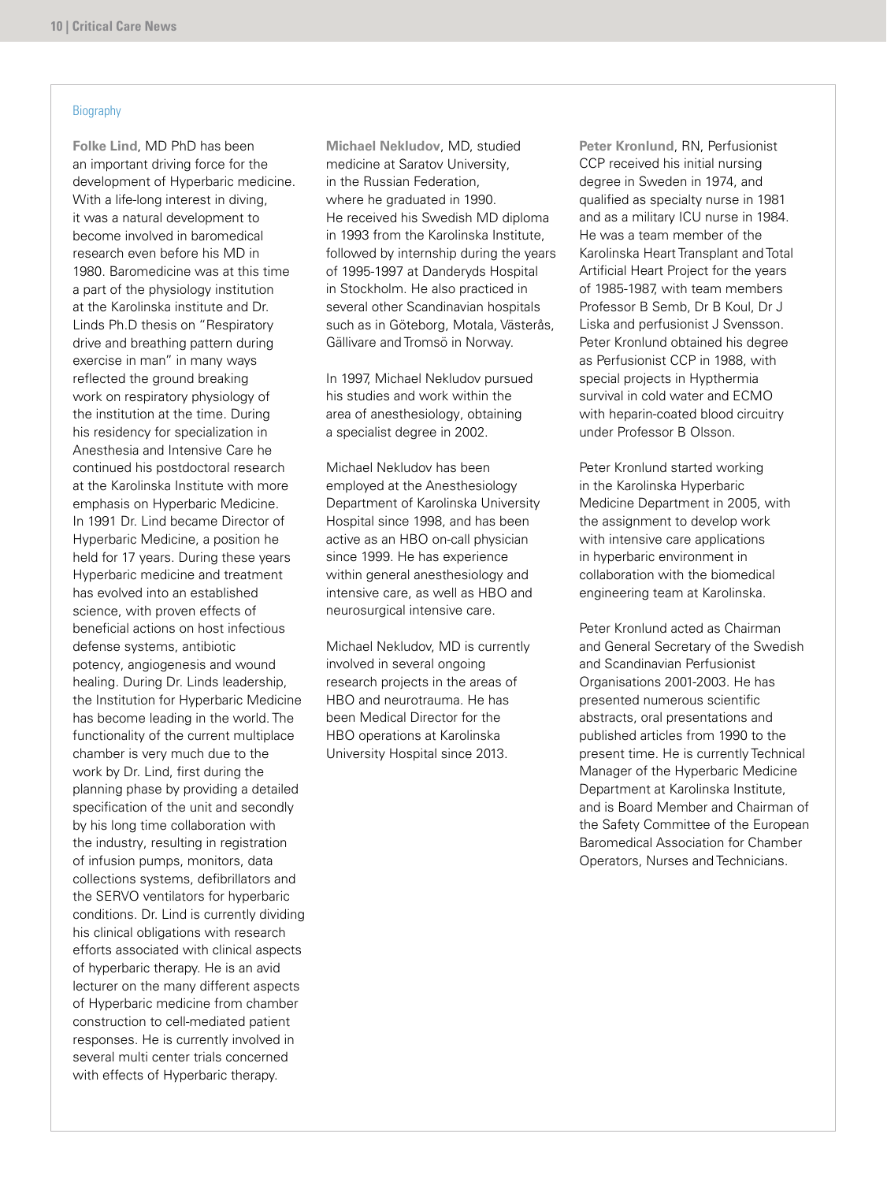Biography

**Folke Lind**, MD PhD has been an important driving force for the development of Hyperbaric medicine. With a life-long interest in diving, it was a natural development to become involved in baromedical research even before his MD in 1980. Baromedicine was at this time a part of the physiology institution at the Karolinska institute and Dr. Linds Ph.D thesis on "Respiratory drive and breathing pattern during exercise in man" in many ways reflected the ground breaking work on respiratory physiology of the institution at the time. During his residency for specialization in Anesthesia and Intensive Care he continued his postdoctoral research at the Karolinska Institute with more emphasis on Hyperbaric Medicine. In 1991 Dr. Lind became Director of Hyperbaric Medicine, a position he held for 17 years. During these years Hyperbaric medicine and treatment has evolved into an established science, with proven effects of beneficial actions on host infectious defense systems, antibiotic potency, angiogenesis and wound healing. During Dr. Linds leadership, the Institution for Hyperbaric Medicine has become leading in the world. The functionality of the current multiplace chamber is very much due to the work by Dr. Lind, first during the planning phase by providing a detailed specification of the unit and secondly by his long time collaboration with the industry, resulting in registration of infusion pumps, monitors, data collections systems, defibrillators and the SERVO ventilators for hyperbaric conditions. Dr. Lind is currently dividing his clinical obligations with research efforts associated with clinical aspects of hyperbaric therapy. He is an avid lecturer on the many different aspects of Hyperbaric medicine from chamber construction to cell-mediated patient responses. He is currently involved in several multi center trials concerned with effects of Hyperbaric therapy.

**Michael Nekludov**, MD, studied medicine at Saratov University, in the Russian Federation, where he graduated in 1990. He received his Swedish MD diploma in 1993 from the Karolinska Institute, followed by internship during the years of 1995-1997 at Danderyds Hospital in Stockholm. He also practiced in several other Scandinavian hospitals such as in Göteborg, Motala, Västerås, Gällivare and Tromsö in Norway.

In 1997, Michael Nekludov pursued his studies and work within the area of anesthesiology, obtaining a specialist degree in 2002.

Michael Nekludov has been employed at the Anesthesiology Department of Karolinska University Hospital since 1998, and has been active as an HBO on-call physician since 1999. He has experience within general anesthesiology and intensive care, as well as HBO and neurosurgical intensive care.

Michael Nekludov, MD is currently involved in several ongoing research projects in the areas of HBO and neurotrauma. He has been Medical Director for the HBO operations at Karolinska University Hospital since 2013.

**Peter Kronlund**, RN, Perfusionist CCP received his initial nursing degree in Sweden in 1974, and qualified as specialty nurse in 1981 and as a military ICU nurse in 1984. He was a team member of the Karolinska Heart Transplant and Total Artificial Heart Project for the years of 1985-1987, with team members Professor B Semb, Dr B Koul, Dr J Liska and perfusionist J Svensson. Peter Kronlund obtained his degree as Perfusionist CCP in 1988, with special projects in Hypthermia survival in cold water and ECMO with heparin-coated blood circuitry under Professor B Olsson.

Peter Kronlund started working in the Karolinska Hyperbaric Medicine Department in 2005, with the assignment to develop work with intensive care applications in hyperbaric environment in collaboration with the biomedical engineering team at Karolinska.

Peter Kronlund acted as Chairman and General Secretary of the Swedish and Scandinavian Perfusionist Organisations 2001-2003. He has presented numerous scientific abstracts, oral presentations and published articles from 1990 to the present time. He is currently Technical Manager of the Hyperbaric Medicine Department at Karolinska Institute, and is Board Member and Chairman of the Safety Committee of the European Baromedical Association for Chamber Operators, Nurses and Technicians.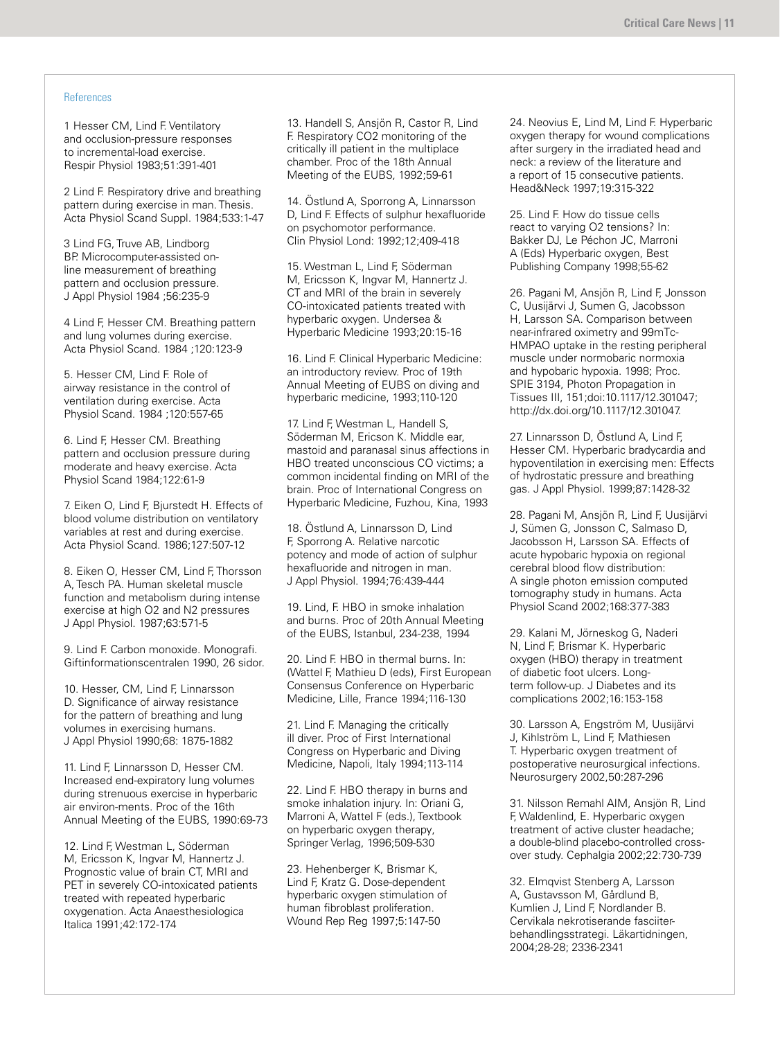### References

1 Hesser CM, Lind F. Ventilatory and occlusion-pressure responses to incremental-load exercise. Respir Physiol 1983;51:391-401

2 Lind F. Respiratory drive and breathing pattern during exercise in man. Thesis. Acta Physiol Scand Suppl. 1984;533:1-47

3 Lind FG, Truve AB, Lindborg BP. Microcomputer-assisted on-line measurement of breathing pattern and occlusion pressure. J Appl Physiol 1984 ;56:235-9

4 Lind F, Hesser CM. Breathing pattern and lung volumes during exercise. Acta Physiol Scand. 1984 ;120:123-9

5. Hesser CM, Lind F. Role of airway resistance in the control of ventilation during exercise. Acta Physiol Scand. 1984 ;120:557-65

6. Lind F, Hesser CM. Breathing pattern and occlusion pressure during moderate and heavy exercise. Acta Physiol Scand 1984;122:61-9

7. Eiken O, Lind F, Bjurstedt H. Effects of blood volume distribution on ventilatory variables at rest and during exercise. Acta Physiol Scand. 1986;127:507-12

8. Eiken O, Hesser CM, Lind F, Thorsson A, Tesch PA. Human skeletal muscle function and metabolism during intense exercise at high O2 and N2 pressures J Appl Physiol. 1987;63:571-5

9. Lind F. Carbon monoxide. Monografi. Giftinformationscentralen 1990, 26 sidor.

10. Hesser, CM, Lind F, Linnarsson D. Significance of airway resistance for the pattern of breathing and lung volumes in exercising humans. J Appl Physiol 1990;68: 1875-1882

11. Lind F, Linnarsson D, Hesser CM. Increased end-expiratory lung volumes during strenuous exercise in hyperbaric air environ-ments. Proc of the 16th Annual Meeting of the EUBS, 1990:69-73

12. Lind F, Westman L, Söderman M, Ericsson K, Ingvar M, Hannertz J. Prognostic value of brain CT, MRI and PET in severely CO-intoxicated patients treated with repeated hyperbaric oxygenation. Acta Anaesthesiologica Italica 1991;42:172-174

13. Handell S, Ansjön R, Castor R, Lind F. Respiratory CO2 monitoring of the critically ill patient in the multiplace chamber. Proc of the 18th Annual Meeting of the EUBS, 1992;59-61

14. Östlund A, Sporrong A, Linnarsson D, Lind F. Effects of sulphur hexafluoride on psychomotor performance. Clin Physiol Lond: 1992;12;409-418

15. Westman L, Lind F, Söderman M, Ericsson K, Ingvar M, Hannertz J. CT and MRI of the brain in severely CO-intoxicated patients treated with hyperbaric oxygen. Undersea & Hyperbaric Medicine 1993;20:15-16

16. Lind F. Clinical Hyperbaric Medicine: an introductory review. Proc of 19th Annual Meeting of EUBS on diving and hyperbaric medicine, 1993;110-120

17. Lind F, Westman L, Handell S, Söderman M, Ericson K. Middle ear, mastoid and paranasal sinus affections in HBO treated unconscious CO victims; a common incidental finding on MRI of the brain. Proc of International Congress on Hyperbaric Medicine, Fuzhou, Kina, 1993

18. Östlund A, Linnarsson D, Lind F, Sporrong A. Relative narcotic potency and mode of action of sulphur hexafluoride and nitrogen in man. J Appl Physiol. 1994;76:439-444

19. Lind, F. HBO in smoke inhalation and burns. Proc of 20th Annual Meeting of the EUBS, Istanbul, 234-238, 1994

20. Lind F. HBO in thermal burns. In: (Wattel F, Mathieu D (eds), First European Consensus Conference on Hyperbaric Medicine, Lille, France 1994;116-130

21. Lind F. Managing the critically ill diver. Proc of First International Congress on Hyperbaric and Diving Medicine, Napoli, Italy 1994;113-114

22. Lind F. HBO therapy in burns and smoke inhalation injury. In: Oriani G, Marroni A, Wattel F (eds.), Textbook on hyperbaric oxygen therapy, Springer Verlag, 1996;509-530

23. Hehenberger K, Brismar K, Lind F, Kratz G. Dose-dependent hyperbaric oxygen stimulation of human fibroblast proliferation. Wound Rep Reg 1997;5:147-50

24. Neovius E, Lind M, Lind F. Hyperbaric oxygen therapy for wound complications after surgery in the irradiated head and neck: a review of the literature and a report of 15 consecutive patients. Head&Neck 1997;19:315-322

25. Lind F. How do tissue cells react to varying O2 tensions? In: Bakker DJ, Le Péchon JC, Marroni A (Eds) Hyperbaric oxygen, Best Publishing Company 1998;55-62

26. Pagani M, Ansjön R, Lind F, Jonsson C, Uusijärvi J, Sumen G, Jacobsson H, Larsson SA. Comparison between near-infrared oximetry and 99mTc-HMPAO uptake in the resting peripheral muscle under normobaric normoxia and hypobaric hypoxia. 1998; Proc. SPIE 3194, Photon Propagation in Tissues III, 151;doi:10.1117/12.301047; http://dx.doi.org/10.1117/12.301047.

27. Linnarsson D, Östlund A, Lind F, Hesser CM. Hyperbaric bradycardia and hypoventilation in exercising men: Effects of hydrostatic pressure and breathing gas. J Appl Physiol. 1999;87:1428-32

28. Pagani M, Ansjön R, Lind F, Uusijärvi J, Sümen G, Jonsson C, Salmaso D, Jacobsson H, Larsson SA. Effects of acute hypobaric hypoxia on regional cerebral blood flow distribution: A single photon emission computed tomography study in humans. Acta Physiol Scand 2002;168:377-383

29. Kalani M, Jörneskog G, Naderi N, Lind F, Brismar K. Hyperbaric oxygen (HBO) therapy in treatment of diabetic foot ulcers. Long-term follow-up. J Diabetes and its complications 2002;16:153-158

30. Larsson A, Engström M, Uusijärvi J, Kihlström L, Lind F, Mathiesen T. Hyperbaric oxygen treatment of postoperative neurosurgical infections. Neurosurgery 2002,50:287-296

31. Nilsson Remahl AIM, Ansjön R, Lind F, Waldenlind, E. Hyperbaric oxygen treatment of active cluster headache; a double-blind placebo-controlled cross-over study. Cephalgia 2002;22:730-739

32. Elmqvist Stenberg A, Larsson A, Gustavsson M, Gårdlund B, Kumlien J, Lind F, Nordlander B. Cervikala nekrotiserande fasciiter-behandlingsstrategi. Läkartidningen, 2004;28-28; 2336-2341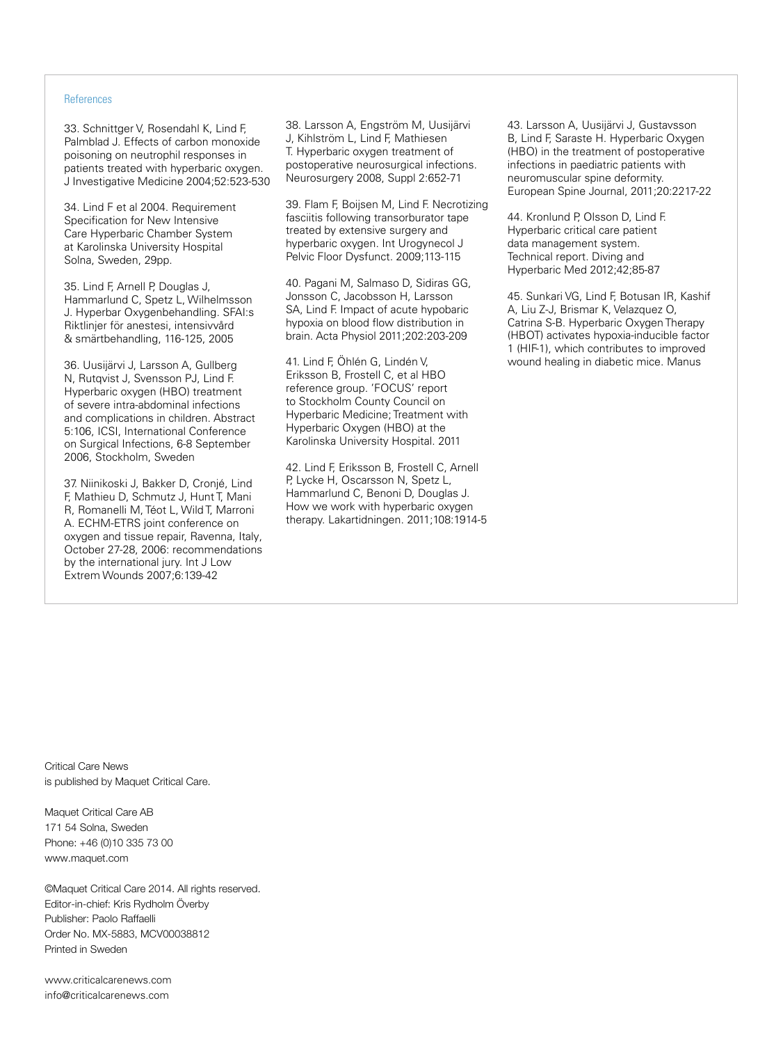References

33. Schnittger V, Rosendahl K, Lind F, Palmblad J. Effects of carbon monoxide poisoning on neutrophil responses in patients treated with hyperbaric oxygen. J Investigative Medicine 2004;52:523-530

34. Lind F et al 2004. Requirement Specification for New Intensive Care Hyperbaric Chamber System at Karolinska University Hospital Solna, Sweden, 29pp.

35. Lind F, Arnell P, Douglas J, Hammarlund C, Spetz L, Wilhelmsson J. Hyperbar Oxygenbehandling. SFAI:s Riktlinjer för anestesi, intensivvård & smärtbehandling, 116-125, 2005

36. Uusijärvi J, Larsson A, Gullberg N, Rutqvist J, Svensson PJ, Lind F. Hyperbaric oxygen (HBO) treatment of severe intra-abdominal infections and complications in children. Abstract 5:106, ICSI, International Conference on Surgical Infections, 6-8 September 2006, Stockholm, Sweden

37. Niinikoski J, Bakker D, Cronjé, Lind F, Mathieu D, Schmutz J, Hunt T, Mani R, Romanelli M, Téot L, Wild T, Marroni A. ECHM-ETRS joint conference on oxygen and tissue repair, Ravenna, Italy, October 27-28, 2006: recommendations by the international jury. Int J Low Extrem Wounds 2007;6:139-42

38. Larsson A, Engström M, Uusijärvi J, Kihlström L, Lind F, Mathiesen T. Hyperbaric oxygen treatment of postoperative neurosurgical infections. Neurosurgery 2008, Suppl 2:652-71

39. Flam F, Boijsen M, Lind F. Necrotizing fasciitis following transorburator tape treated by extensive surgery and hyperbaric oxygen. Int Urogynecol J Pelvic Floor Dysfunct. 2009;113-115

40. Pagani M, Salmaso D, Sidiras GG, Jonsson C, Jacobsson H, Larsson SA, Lind F. Impact of acute hypobaric hypoxia on blood flow distribution in brain. Acta Physiol 2011;202:203-209

41. Lind F, Öhlén G, Lindén V, Eriksson B, Frostell C, et al HBO reference group. 'FOCUS' report to Stockholm County Council on Hyperbaric Medicine; Treatment with Hyperbaric Oxygen (HBO) at the Karolinska University Hospital. 2011

42. Lind F, Eriksson B, Frostell C, Arnell P, Lycke H, Oscarsson N, Spetz L, Hammarlund C, Benoni D, Douglas J. How we work with hyperbaric oxygen therapy. Lakartidningen. 2011;108:1914-5

43. Larsson A, Uusijärvi J, Gustavsson B, Lind F, Saraste H. Hyperbaric Oxygen (HBO) in the treatment of postoperative infections in paediatric patients with neuromuscular spine deformity. European Spine Journal, 2011;20:2217-22

44. Kronlund P, Olsson D, Lind F. Hyperbaric critical care patient data management system. Technical report. Diving and Hyperbaric Med 2012;42;85-87

45. Sunkari VG, Lind F, Botusan IR, Kashif A, Liu Z-J, Brismar K, Velazquez O, Catrina S-B. Hyperbaric Oxygen Therapy (HBOT) activates hypoxia-inducible factor 1 (HIF-1), which contributes to improved wound healing in diabetic mice. Manus

Critical Care News
is published by Maquet Critical Care.

Maquet Critical Care AB
171 54 Solna, Sweden
Phone: +46 (0)10 335 73 00
www.maquet.com

©Maquet Critical Care 2014. All rights reserved.
Editor-in-chief: Kris Rydholm Överby
Publisher: Paolo Raffaelli
Order No. MX-5883, MCV00038812
Printed in Sweden

www.criticalcarenews.com
info@criticalcarenews.com